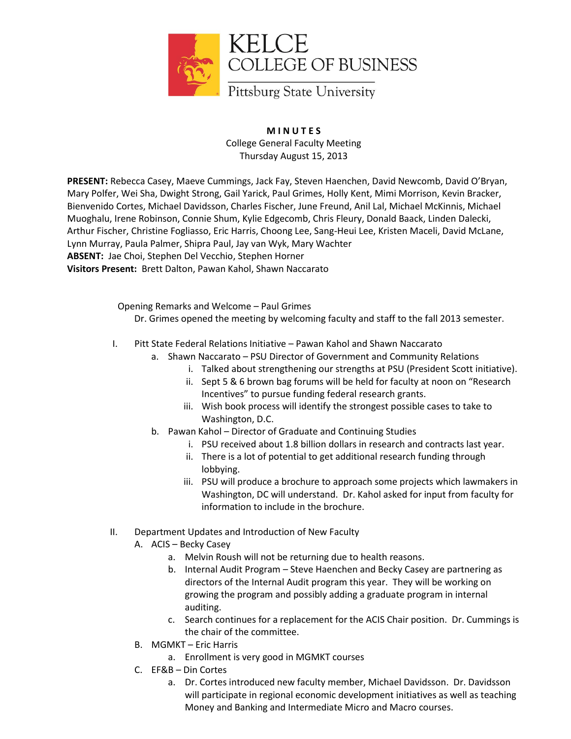KELCE
COLLEGE OF BUSINESS
Pittsburg State University

**MINUTES**

College General Faculty Meeting
Thursday August 15, 2013

**PRESENT:** Rebecca Casey, Maeve Cummings, Jack Fay, Steven Haenchen, David Newcomb, David O'Bryan, Mary Polfer, Wei Sha, Dwight Strong, Gail Yarick, Paul Grimes, Holly Kent, Mimi Morrison, Kevin Bracker, Bienvenido Cortes, Michael Davidsson, Charles Fischer, June Freund, Anil Lal, Michael McKinnis, Michael Muoghalu, Irene Robinson, Connie Shum, Kylie Edgecomb, Chris Fleury, Donald Baack, Linden Dalecki, Arthur Fischer, Christine Fogliasso, Eric Harris, Choong Lee, Sang-Heui Lee, Kristen Maceli, David McLane, Lynn Murray, Paula Palmer, Shipra Paul, Jay van Wyk, Mary Wachter
**ABSENT:** Jae Choi, Stephen Del Vecchio, Stephen Horner
**Visitors Present:** Brett Dalton, Pawan Kahol, Shawn Naccarato

Opening Remarks and Welcome – Paul Grimes
Dr. Grimes opened the meeting by welcoming faculty and staff to the fall 2013 semester.

I. Pitt State Federal Relations Initiative – Pawan Kahol and Shawn Naccarato
   a. Shawn Naccarato – PSU Director of Government and Community Relations
      i. Talked about strengthening our strengths at PSU (President Scott initiative).
      ii. Sept 5 & 6 brown bag forums will be held for faculty at noon on "Research Incentives" to pursue funding federal research grants.
      iii. Wish book process will identify the strongest possible cases to take to Washington, D.C.
   b. Pawan Kahol – Director of Graduate and Continuing Studies
      i. PSU received about 1.8 billion dollars in research and contracts last year.
      ii. There is a lot of potential to get additional research funding through lobbying.
      iii. PSU will produce a brochure to approach some projects which lawmakers in Washington, DC will understand. Dr. Kahol asked for input from faculty for information to include in the brochure.

II. Department Updates and Introduction of New Faculty
   A. ACIS – Becky Casey
      a. Melvin Roush will not be returning due to health reasons.
      b. Internal Audit Program – Steve Haenchen and Becky Casey are partnering as directors of the Internal Audit program this year. They will be working on growing the program and possibly adding a graduate program in internal auditing.
      c. Search continues for a replacement for the ACIS Chair position. Dr. Cummings is the chair of the committee.
   B. MGMKT – Eric Harris
      a. Enrollment is very good in MGMKT courses
   C. EF&B – Din Cortes
      a. Dr. Cortes introduced new faculty member, Michael Davidsson. Dr. Davidsson will participate in regional economic development initiatives as well as teaching Money and Banking and Intermediate Micro and Macro courses.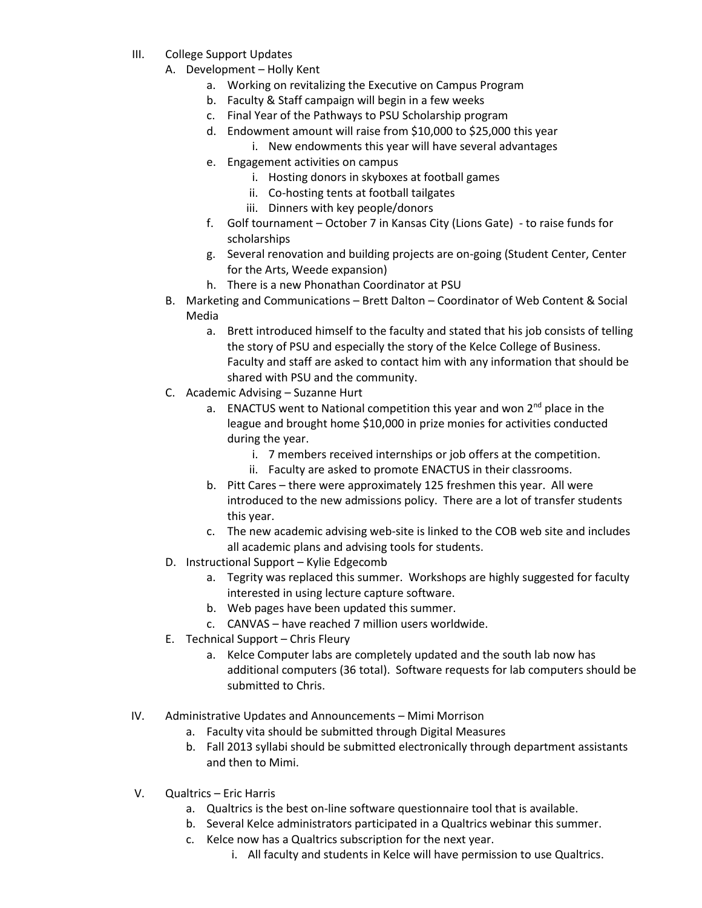III. College Support Updates

   A. Development – Holly Kent

      a. Working on revitalizing the Executive on Campus Program
      b. Faculty & Staff campaign will begin in a few weeks
      c. Final Year of the Pathways to PSU Scholarship program
      d. Endowment amount will raise from $10,000 to $25,000 this year
         i. New endowments this year will have several advantages
      e. Engagement activities on campus
         i. Hosting donors in skyboxes at football games
         ii. Co-hosting tents at football tailgates
         iii. Dinners with key people/donors
      f. Golf tournament – October 7 in Kansas City (Lions Gate) - to raise funds for scholarships
      g. Several renovation and building projects are on-going (Student Center, Center for the Arts, Weede expansion)
      h. There is a new Phonathan Coordinator at PSU

   B. Marketing and Communications – Brett Dalton – Coordinator of Web Content & Social Media

      a. Brett introduced himself to the faculty and stated that his job consists of telling the story of PSU and especially the story of the Kelce College of Business. Faculty and staff are asked to contact him with any information that should be shared with PSU and the community.

   C. Academic Advising – Suzanne Hurt

      a. ENACTUS went to National competition this year and won 2nd place in the league and brought home $10,000 in prize monies for activities conducted during the year.
         i. 7 members received internships or job offers at the competition.
         ii. Faculty are asked to promote ENACTUS in their classrooms.
      b. Pitt Cares – there were approximately 125 freshmen this year. All were introduced to the new admissions policy. There are a lot of transfer students this year.
      c. The new academic advising web-site is linked to the COB web site and includes all academic plans and advising tools for students.

   D. Instructional Support – Kylie Edgecomb

      a. Tegrity was replaced this summer. Workshops are highly suggested for faculty interested in using lecture capture software.
      b. Web pages have been updated this summer.
      c. CANVAS – have reached 7 million users worldwide.

   E. Technical Support – Chris Fleury

      a. Kelce Computer labs are completely updated and the south lab now has additional computers (36 total). Software requests for lab computers should be submitted to Chris.

IV. Administrative Updates and Announcements – Mimi Morrison

   a. Faculty vita should be submitted through Digital Measures
   b. Fall 2013 syllabi should be submitted electronically through department assistants and then to Mimi.

V. Qualtrics – Eric Harris

   a. Qualtrics is the best on-line software questionnaire tool that is available.
   b. Several Kelce administrators participated in a Qualtrics webinar this summer.
   c. Kelce now has a Qualtrics subscription for the next year.
      i. All faculty and students in Kelce will have permission to use Qualtrics.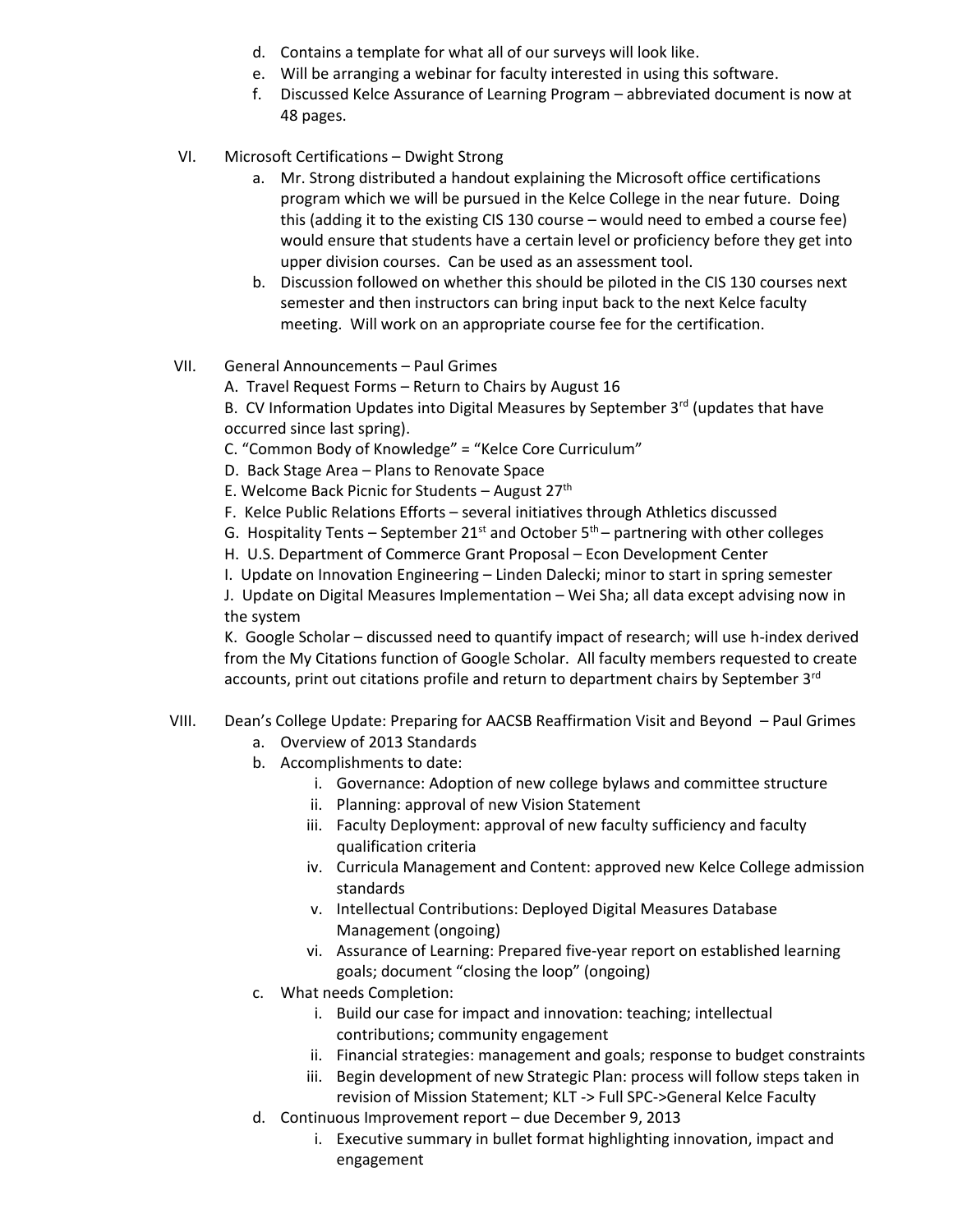d. Contains a template for what all of our surveys will look like.
e. Will be arranging a webinar for faculty interested in using this software.
f. Discussed Kelce Assurance of Learning Program – abbreviated document is now at 48 pages.

VI. Microsoft Certifications – Dwight Strong

a. Mr. Strong distributed a handout explaining the Microsoft office certifications program which we will be pursued in the Kelce College in the near future. Doing this (adding it to the existing CIS 130 course – would need to embed a course fee) would ensure that students have a certain level or proficiency before they get into upper division courses. Can be used as an assessment tool.
b. Discussion followed on whether this should be piloted in the CIS 130 courses next semester and then instructors can bring input back to the next Kelce faculty meeting. Will work on an appropriate course fee for the certification.

VII. General Announcements – Paul Grimes

A. Travel Request Forms – Return to Chairs by August 16
B. CV Information Updates into Digital Measures by September 3rd (updates that have occurred since last spring).
C. "Common Body of Knowledge" = "Kelce Core Curriculum"
D. Back Stage Area – Plans to Renovate Space
E. Welcome Back Picnic for Students – August 27th
F. Kelce Public Relations Efforts – several initiatives through Athletics discussed
G. Hospitality Tents – September 21st and October 5th – partnering with other colleges
H. U.S. Department of Commerce Grant Proposal – Econ Development Center
I. Update on Innovation Engineering – Linden Dalecki; minor to start in spring semester
J. Update on Digital Measures Implementation – Wei Sha; all data except advising now in the system
K. Google Scholar – discussed need to quantify impact of research; will use h-index derived from the My Citations function of Google Scholar. All faculty members requested to create accounts, print out citations profile and return to department chairs by September 3rd

VIII. Dean's College Update: Preparing for AACSB Reaffirmation Visit and Beyond – Paul Grimes

a. Overview of 2013 Standards
b. Accomplishments to date:
   i. Governance: Adoption of new college bylaws and committee structure
   ii. Planning: approval of new Vision Statement
   iii. Faculty Deployment: approval of new faculty sufficiency and faculty qualification criteria
   iv. Curricula Management and Content: approved new Kelce College admission standards
   v. Intellectual Contributions: Deployed Digital Measures Database Management (ongoing)
   vi. Assurance of Learning: Prepared five-year report on established learning goals; document "closing the loop" (ongoing)
c. What needs Completion:
   i. Build our case for impact and innovation: teaching; intellectual contributions; community engagement
   ii. Financial strategies: management and goals; response to budget constraints
   iii. Begin development of new Strategic Plan: process will follow steps taken in revision of Mission Statement; KLT -> Full SPC->General Kelce Faculty
d. Continuous Improvement report – due December 9, 2013
   i. Executive summary in bullet format highlighting innovation, impact and engagement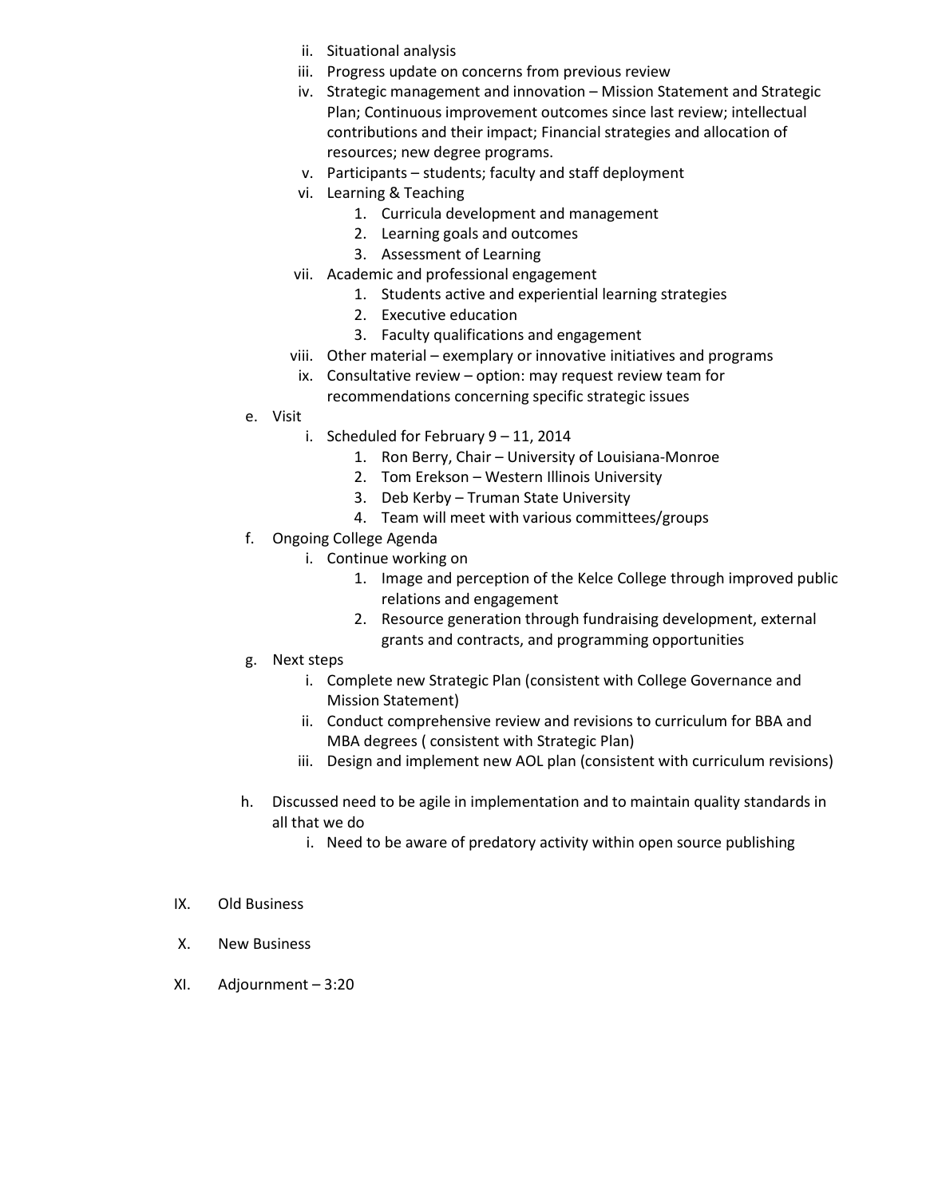- ii. Situational analysis
- iii. Progress update on concerns from previous review
- iv. Strategic management and innovation – Mission Statement and Strategic Plan; Continuous improvement outcomes since last review; intellectual contributions and their impact; Financial strategies and allocation of resources; new degree programs.
- v. Participants – students; faculty and staff deployment
- vi. Learning & Teaching
    1. Curricula development and management
    2. Learning goals and outcomes
    3. Assessment of Learning
- vii. Academic and professional engagement
    1. Students active and experiential learning strategies
    2. Executive education
    3. Faculty qualifications and engagement
- viii. Other material – exemplary or innovative initiatives and programs
- ix. Consultative review – option: may request review team for recommendations concerning specific strategic issues

e. Visit
- i. Scheduled for February 9 – 11, 2014
    1. Ron Berry, Chair – University of Louisiana-Monroe
    2. Tom Erekson – Western Illinois University
    3. Deb Kerby – Truman State University
    4. Team will meet with various committees/groups

f. Ongoing College Agenda
- i. Continue working on
    1. Image and perception of the Kelce College through improved public relations and engagement
    2. Resource generation through fundraising development, external grants and contracts, and programming opportunities

g. Next steps
- i. Complete new Strategic Plan (consistent with College Governance and Mission Statement)
- ii. Conduct comprehensive review and revisions to curriculum for BBA and MBA degrees ( consistent with Strategic Plan)
- iii. Design and implement new AOL plan (consistent with curriculum revisions)

h. Discussed need to be agile in implementation and to maintain quality standards in all that we do
- i. Need to be aware of predatory activity within open source publishing

IX. Old Business

X. New Business

XI. Adjournment – 3:20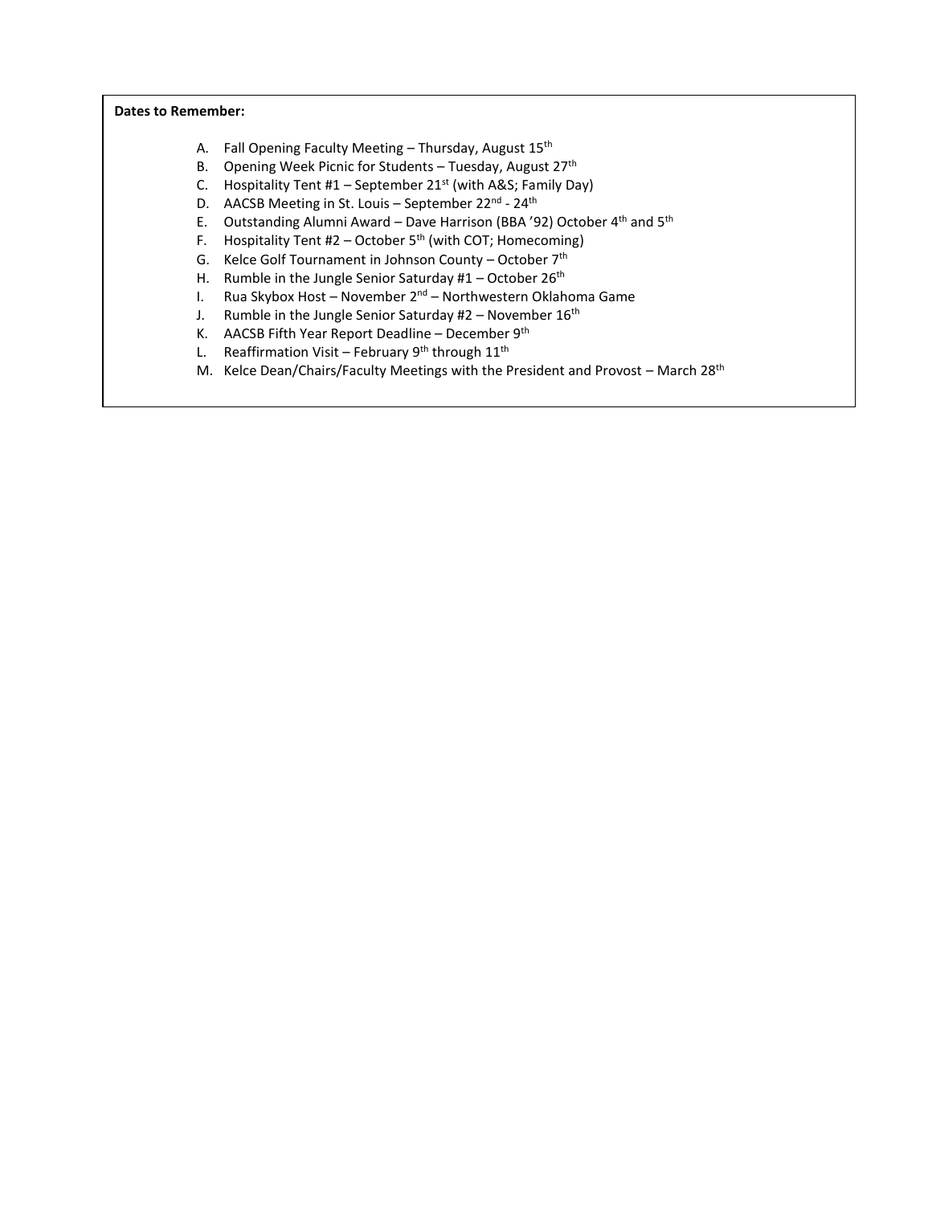**Dates to Remember:**

A. Fall Opening Faculty Meeting – Thursday, August 15th
B. Opening Week Picnic for Students – Tuesday, August 27th
C. Hospitality Tent #1 – September 21st (with A&S; Family Day)
D. AACSB Meeting in St. Louis – September 22nd - 24th
E. Outstanding Alumni Award – Dave Harrison (BBA '92) October 4th and 5th
F. Hospitality Tent #2 – October 5th (with COT; Homecoming)
G. Kelce Golf Tournament in Johnson County – October 7th
H. Rumble in the Jungle Senior Saturday #1 – October 26th
I. Rua Skybox Host – November 2nd – Northwestern Oklahoma Game
J. Rumble in the Jungle Senior Saturday #2 – November 16th
K. AACSB Fifth Year Report Deadline – December 9th
L. Reaffirmation Visit – February 9th through 11th
M. Kelce Dean/Chairs/Faculty Meetings with the President and Provost – March 28th